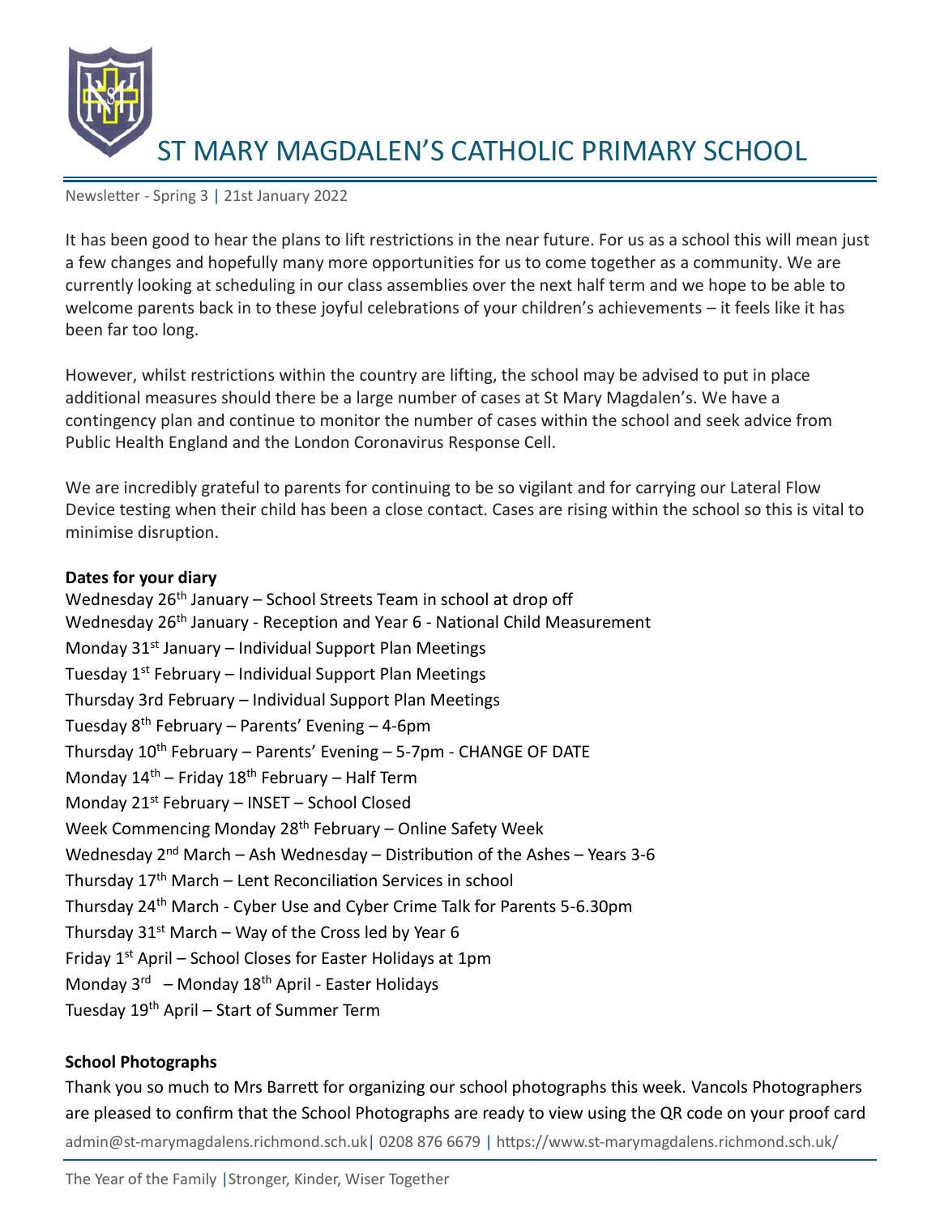# ST MARY MAGDALEN'S CATHOLIC PRIMARY SCHOOL

Newsletter - Spring 3 | 21st January 2022

It has been good to hear the plans to lift restrictions in the near future. For us as a school this will mean just a few changes and hopefully many more opportunities for us to come together as a community. We are currently looking at scheduling in our class assemblies over the next half term and we hope to be able to welcome parents back in to these joyful celebrations of your children's achievements – it feels like it has been far too long.

However, whilst restrictions within the country are lifting, the school may be advised to put in place additional measures should there be a large number of cases at St Mary Magdalen's. We have a contingency plan and continue to monitor the number of cases within the school and seek advice from Public Health England and the London Coronavirus Response Cell.

We are incredibly grateful to parents for continuing to be so vigilant and for carrying our Lateral Flow Device testing when their child has been a close contact. Cases are rising within the school so this is vital to minimise disruption.

**Dates for your diary**

Wednesday 26th January – School Streets Team in school at drop off
Wednesday 26th January - Reception and Year 6 - National Child Measurement
Monday 31st January – Individual Support Plan Meetings
Tuesday 1st February – Individual Support Plan Meetings
Thursday 3rd February – Individual Support Plan Meetings
Tuesday 8th February – Parents' Evening – 4-6pm
Thursday 10th February – Parents' Evening – 5-7pm - CHANGE OF DATE
Monday 14th – Friday 18th February – Half Term
Monday 21st February – INSET – School Closed
Week Commencing Monday 28th February – Online Safety Week
Wednesday 2nd March – Ash Wednesday – Distribution of the Ashes – Years 3-6
Thursday 17th March – Lent Reconciliation Services in school
Thursday 24th March - Cyber Use and Cyber Crime Talk for Parents 5-6.30pm
Thursday 31st March – Way of the Cross led by Year 6
Friday 1st April – School Closes for Easter Holidays at 1pm
Monday 3rd – Monday 18th April - Easter Holidays
Tuesday 19th April – Start of Summer Term

**School Photographs**

Thank you so much to Mrs Barrett for organizing our school photographs this week. Vancols Photographers are pleased to confirm that the School Photographs are ready to view using the QR code on your proof card

admin@st-marymagdalens.richmond.sch.uk | 0208 876 6679 | https://www.st-marymagdalens.richmond.sch.uk/

The Year of the Family | Stronger, Kinder, Wiser Together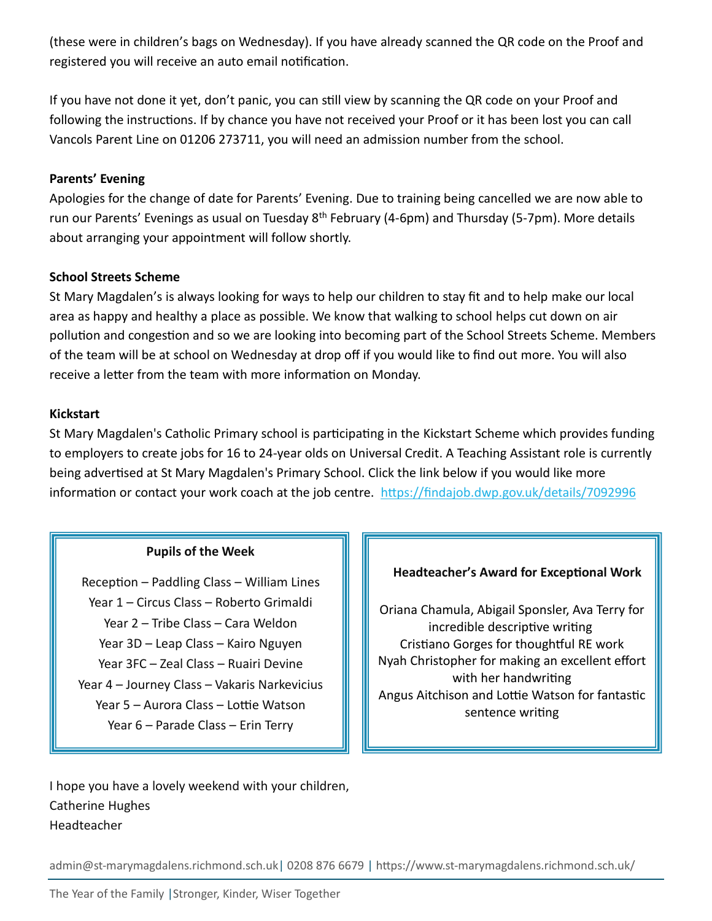(these were in children's bags on Wednesday). If you have already scanned the QR code on the Proof and registered you will receive an auto email notification.

If you have not done it yet, don't panic, you can still view by scanning the QR code on your Proof and following the instructions. If by chance you have not received your Proof or it has been lost you can call Vancols Parent Line on 01206 273711, you will need an admission number from the school.

**Parents' Evening**

Apologies for the change of date for Parents' Evening. Due to training being cancelled we are now able to run our Parents' Evenings as usual on Tuesday 8th February (4-6pm) and Thursday (5-7pm). More details about arranging your appointment will follow shortly.

**School Streets Scheme**

St Mary Magdalen's is always looking for ways to help our children to stay fit and to help make our local area as happy and healthy a place as possible. We know that walking to school helps cut down on air pollution and congestion and so we are looking into becoming part of the School Streets Scheme. Members of the team will be at school on Wednesday at drop off if you would like to find out more. You will also receive a letter from the team with more information on Monday.

**Kickstart**

St Mary Magdalen's Catholic Primary school is participating in the Kickstart Scheme which provides funding to employers to create jobs for 16 to 24-year olds on Universal Credit. A Teaching Assistant role is currently being advertised at St Mary Magdalen's Primary School. Click the link below if you would like more information or contact your work coach at the job centre. https://findajob.dwp.gov.uk/details/7092996

**Pupils of the Week**

Reception – Paddling Class – William Lines
Year 1 – Circus Class – Roberto Grimaldi
Year 2 – Tribe Class – Cara Weldon
Year 3D – Leap Class – Kairo Nguyen
Year 3FC – Zeal Class – Ruairi Devine
Year 4 – Journey Class – Vakaris Narkevicius
Year 5 – Aurora Class – Lottie Watson
Year 6 – Parade Class – Erin Terry

**Headteacher's Award for Exceptional Work**

Oriana Chamula, Abigail Sponsler, Ava Terry for incredible descriptive writing
Cristiano Gorges for thoughtful RE work
Nyah Christopher for making an excellent effort with her handwriting
Angus Aitchison and Lottie Watson for fantastic sentence writing

I hope you have a lovely weekend with your children,
Catherine Hughes
Headteacher

admin@st-marymagdalens.richmond.sch.uk | 0208 876 6679 | https://www.st-marymagdalens.richmond.sch.uk/

The Year of the Family |Stronger, Kinder, Wiser Together